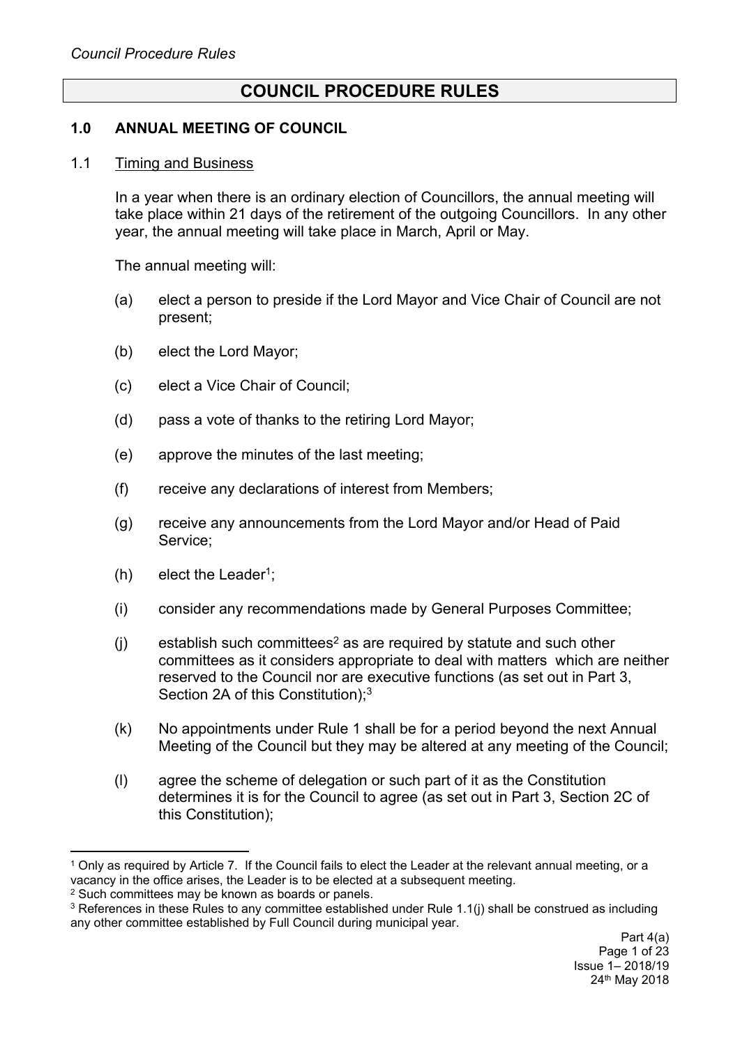# COUNCIL PROCEDURE RULES

## 1.0 ANNUAL MEETING OF COUNCIL

### 1.1 Timing and Business

In a year when there is an ordinary election of Councillors, the annual meeting will take place within 21 days of the retirement of the outgoing Councillors. In any other year, the annual meeting will take place in March, April or May.

The annual meeting will:

(a) elect a person to preside if the Lord Mayor and Vice Chair of Council are not present;

(b) elect the Lord Mayor;

(c) elect a Vice Chair of Council;

(d) pass a vote of thanks to the retiring Lord Mayor;

(e) approve the minutes of the last meeting;

(f) receive any declarations of interest from Members;

(g) receive any announcements from the Lord Mayor and/or Head of Paid Service;

(h) elect the Leader[1];

(i) consider any recommendations made by General Purposes Committee;

(j) establish such committees[2] as are required by statute and such other committees as it considers appropriate to deal with matters which are neither reserved to the Council nor are executive functions (as set out in Part 3, Section 2A of this Constitution);[3]

(k) No appointments under Rule 1 shall be for a period beyond the next Annual Meeting of the Council but they may be altered at any meeting of the Council;

(l) agree the scheme of delegation or such part of it as the Constitution determines it is for the Council to agree (as set out in Part 3, Section 2C of this Constitution);

---

[1] Only as required by Article 7. If the Council fails to elect the Leader at the relevant annual meeting, or a vacancy in the office arises, the Leader is to be elected at a subsequent meeting.

[2] Such committees may be known as boards or panels.

[3] References in these Rules to any committee established under Rule 1.1(j) shall be construed as including any other committee established by Full Council during municipal year.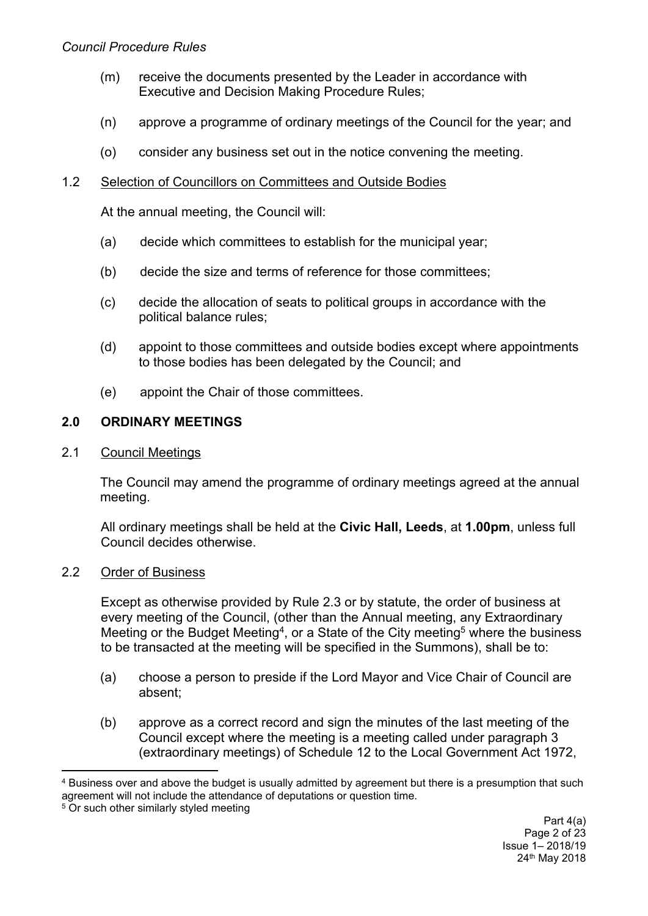(m) receive the documents presented by the Leader in accordance with Executive and Decision Making Procedure Rules;

(n) approve a programme of ordinary meetings of the Council for the year; and

(o) consider any business set out in the notice convening the meeting.

1.2 Selection of Councillors on Committees and Outside Bodies

At the annual meeting, the Council will:

(a) decide which committees to establish for the municipal year;

(b) decide the size and terms of reference for those committees;

(c) decide the allocation of seats to political groups in accordance with the political balance rules;

(d) appoint to those committees and outside bodies except where appointments to those bodies has been delegated by the Council; and

(e) appoint the Chair of those committees.

## 2.0 ORDINARY MEETINGS

2.1 Council Meetings

The Council may amend the programme of ordinary meetings agreed at the annual meeting.

All ordinary meetings shall be held at the **Civic Hall, Leeds**, at **1.00pm**, unless full Council decides otherwise.

2.2 Order of Business

Except as otherwise provided by Rule 2.3 or by statute, the order of business at every meeting of the Council, (other than the Annual meeting, any Extraordinary Meeting or the Budget Meeting[4], or a State of the City meeting[5] where the business to be transacted at the meeting will be specified in the Summons), shall be to:

(a) choose a person to preside if the Lord Mayor and Vice Chair of Council are absent;

(b) approve as a correct record and sign the minutes of the last meeting of the Council except where the meeting is a meeting called under paragraph 3 (extraordinary meetings) of Schedule 12 to the Local Government Act 1972,

---

[4] Business over and above the budget is usually admitted by agreement but there is a presumption that such agreement will not include the attendance of deputations or question time.

[5] Or such other similarly styled meeting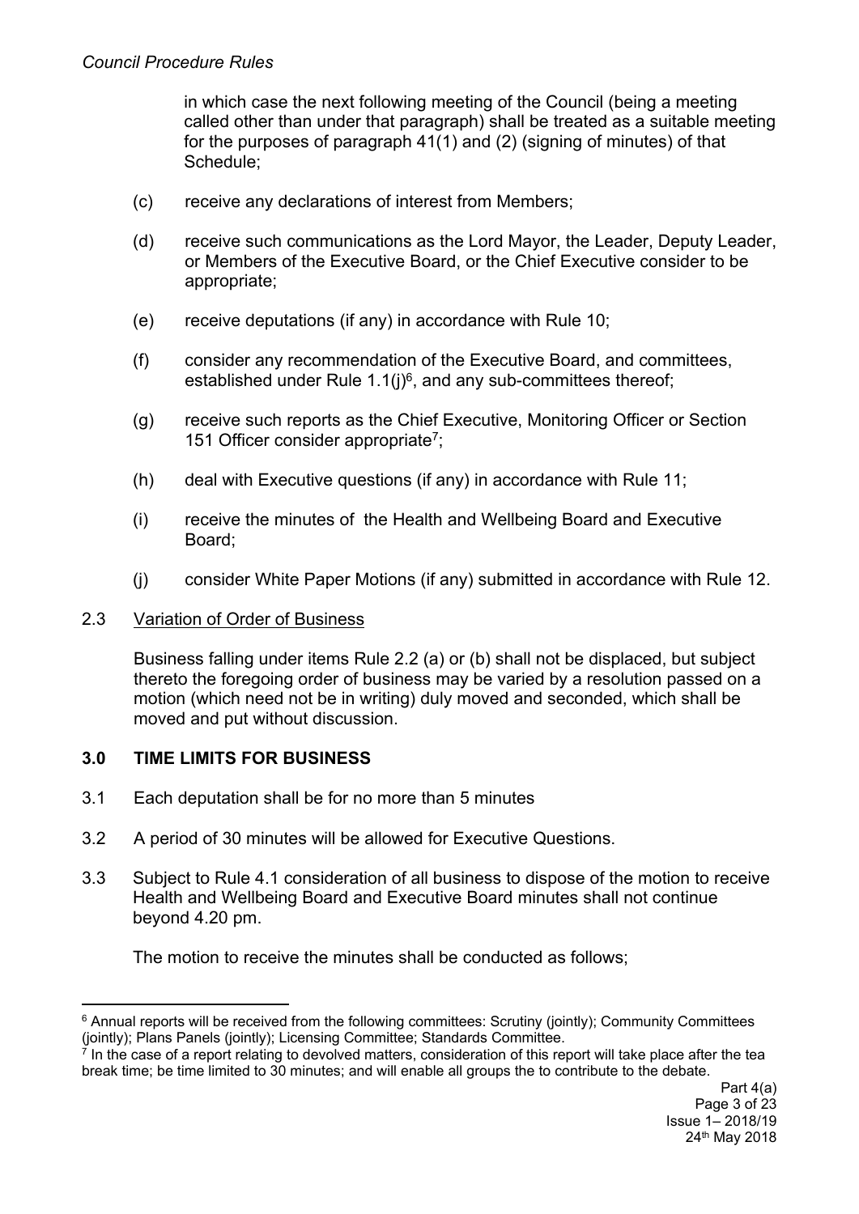in which case the next following meeting of the Council (being a meeting called other than under that paragraph) shall be treated as a suitable meeting for the purposes of paragraph 41(1) and (2) (signing of minutes) of that Schedule;

(c) receive any declarations of interest from Members;

(d) receive such communications as the Lord Mayor, the Leader, Deputy Leader, or Members of the Executive Board, or the Chief Executive consider to be appropriate;

(e) receive deputations (if any) in accordance with Rule 10;

(f) consider any recommendation of the Executive Board, and committees, established under Rule 1.1(j)[6], and any sub-committees thereof;

(g) receive such reports as the Chief Executive, Monitoring Officer or Section 151 Officer consider appropriate[7];

(h) deal with Executive questions (if any) in accordance with Rule 11;

(i) receive the minutes of the Health and Wellbeing Board and Executive Board;

(j) consider White Paper Motions (if any) submitted in accordance with Rule 12.

2.3 Variation of Order of Business

Business falling under items Rule 2.2 (a) or (b) shall not be displaced, but subject thereto the foregoing order of business may be varied by a resolution passed on a motion (which need not be in writing) duly moved and seconded, which shall be moved and put without discussion.

## 3.0 TIME LIMITS FOR BUSINESS

3.1 Each deputation shall be for no more than 5 minutes

3.2 A period of 30 minutes will be allowed for Executive Questions.

3.3 Subject to Rule 4.1 consideration of all business to dispose of the motion to receive Health and Wellbeing Board and Executive Board minutes shall not continue beyond 4.20 pm.

The motion to receive the minutes shall be conducted as follows;

---

[6] Annual reports will be received from the following committees: Scrutiny (jointly); Community Committees (jointly); Plans Panels (jointly); Licensing Committee; Standards Committee.

[7] In the case of a report relating to devolved matters, consideration of this report will take place after the tea break time; be time limited to 30 minutes; and will enable all groups the to contribute to the debate.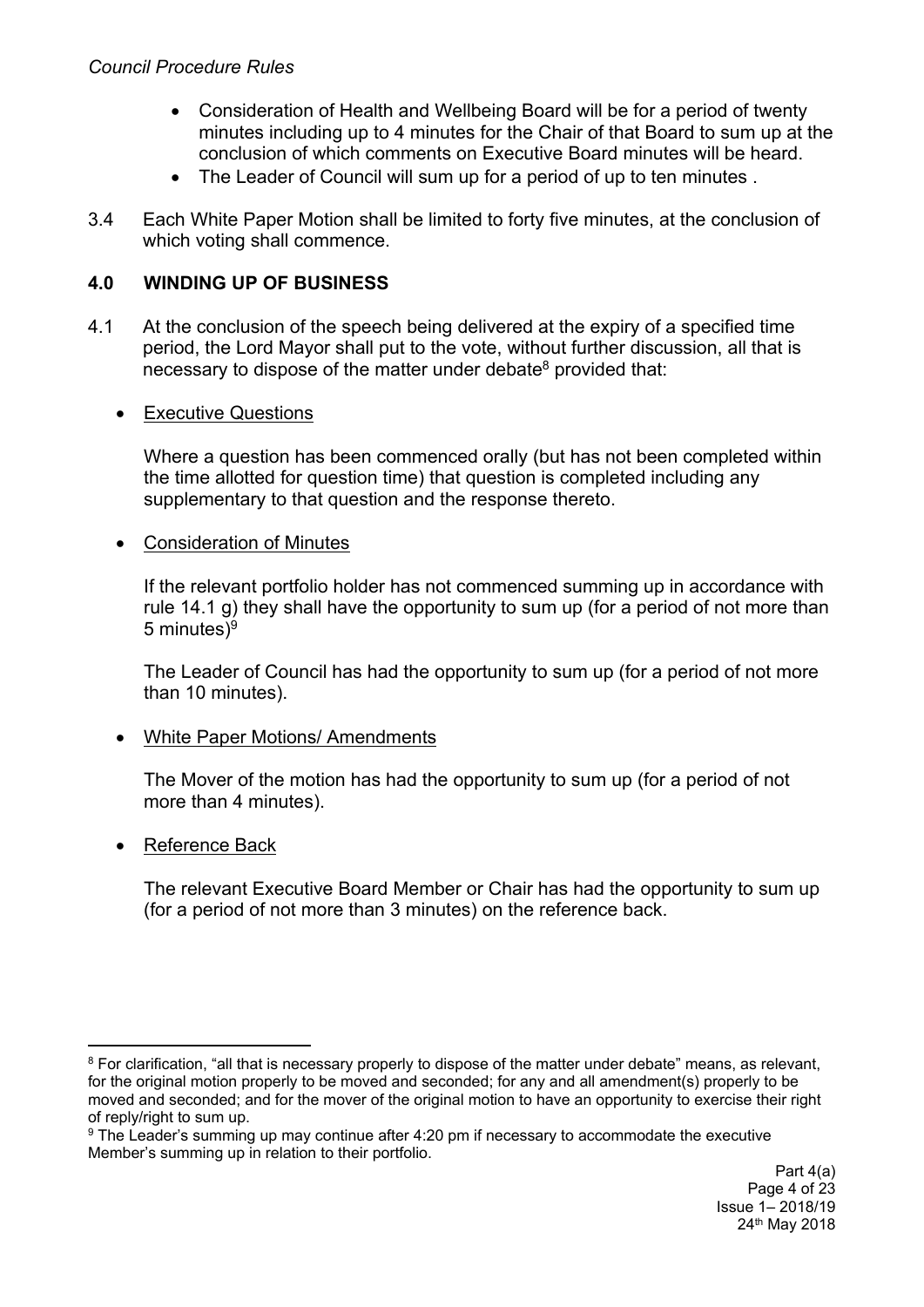- Consideration of Health and Wellbeing Board will be for a period of twenty minutes including up to 4 minutes for the Chair of that Board to sum up at the conclusion of which comments on Executive Board minutes will be heard.
- The Leader of Council will sum up for a period of up to ten minutes .

3.4 Each White Paper Motion shall be limited to forty five minutes, at the conclusion of which voting shall commence.

## 4.0 WINDING UP OF BUSINESS

4.1 At the conclusion of the speech being delivered at the expiry of a specified time period, the Lord Mayor shall put to the vote, without further discussion, all that is necessary to dispose of the matter under debate[8] provided that:

- Executive Questions

  Where a question has been commenced orally (but has not been completed within the time allotted for question time) that question is completed including any supplementary to that question and the response thereto.

- Consideration of Minutes

  If the relevant portfolio holder has not commenced summing up in accordance with rule 14.1 g) they shall have the opportunity to sum up (for a period of not more than 5 minutes)[9]

  The Leader of Council has had the opportunity to sum up (for a period of not more than 10 minutes).

- White Paper Motions/ Amendments

  The Mover of the motion has had the opportunity to sum up (for a period of not more than 4 minutes).

- Reference Back

  The relevant Executive Board Member or Chair has had the opportunity to sum up (for a period of not more than 3 minutes) on the reference back.

---

[8] For clarification, "all that is necessary properly to dispose of the matter under debate" means, as relevant, for the original motion properly to be moved and seconded; for any and all amendment(s) properly to be moved and seconded; and for the mover of the original motion to have an opportunity to exercise their right of reply/right to sum up.

[9] The Leader's summing up may continue after 4:20 pm if necessary to accommodate the executive Member's summing up in relation to their portfolio.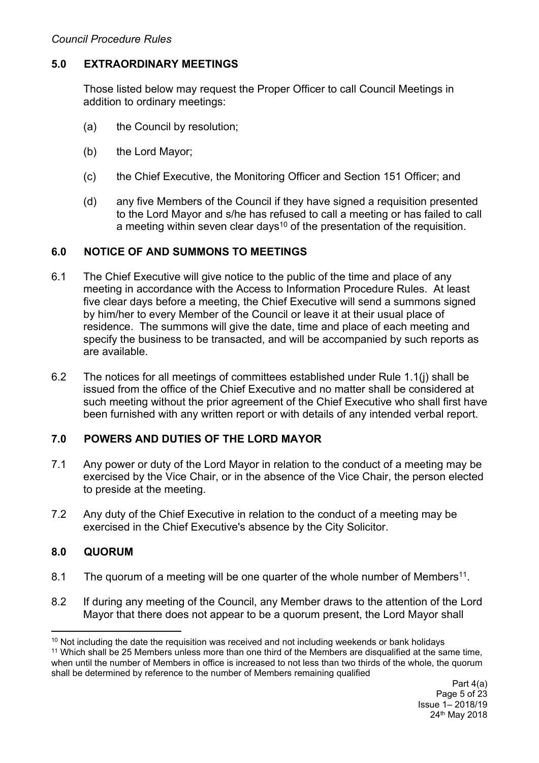## 5.0 EXTRAORDINARY MEETINGS

Those listed below may request the Proper Officer to call Council Meetings in addition to ordinary meetings:

(a) the Council by resolution;

(b) the Lord Mayor;

(c) the Chief Executive, the Monitoring Officer and Section 151 Officer; and

(d) any five Members of the Council if they have signed a requisition presented to the Lord Mayor and s/he has refused to call a meeting or has failed to call a meeting within seven clear days[10] of the presentation of the requisition.

## 6.0 NOTICE OF AND SUMMONS TO MEETINGS

6.1 The Chief Executive will give notice to the public of the time and place of any meeting in accordance with the Access to Information Procedure Rules. At least five clear days before a meeting, the Chief Executive will send a summons signed by him/her to every Member of the Council or leave it at their usual place of residence. The summons will give the date, time and place of each meeting and specify the business to be transacted, and will be accompanied by such reports as are available.

6.2 The notices for all meetings of committees established under Rule 1.1(j) shall be issued from the office of the Chief Executive and no matter shall be considered at such meeting without the prior agreement of the Chief Executive who shall first have been furnished with any written report or with details of any intended verbal report.

## 7.0 POWERS AND DUTIES OF THE LORD MAYOR

7.1 Any power or duty of the Lord Mayor in relation to the conduct of a meeting may be exercised by the Vice Chair, or in the absence of the Vice Chair, the person elected to preside at the meeting.

7.2 Any duty of the Chief Executive in relation to the conduct of a meeting may be exercised in the Chief Executive's absence by the City Solicitor.

## 8.0 QUORUM

8.1 The quorum of a meeting will be one quarter of the whole number of Members[11].

8.2 If during any meeting of the Council, any Member draws to the attention of the Lord Mayor that there does not appear to be a quorum present, the Lord Mayor shall

---

[10] Not including the date the requisition was received and not including weekends or bank holidays

[11] Which shall be 25 Members unless more than one third of the Members are disqualified at the same time, when until the number of Members in office is increased to not less than two thirds of the whole, the quorum shall be determined by reference to the number of Members remaining qualified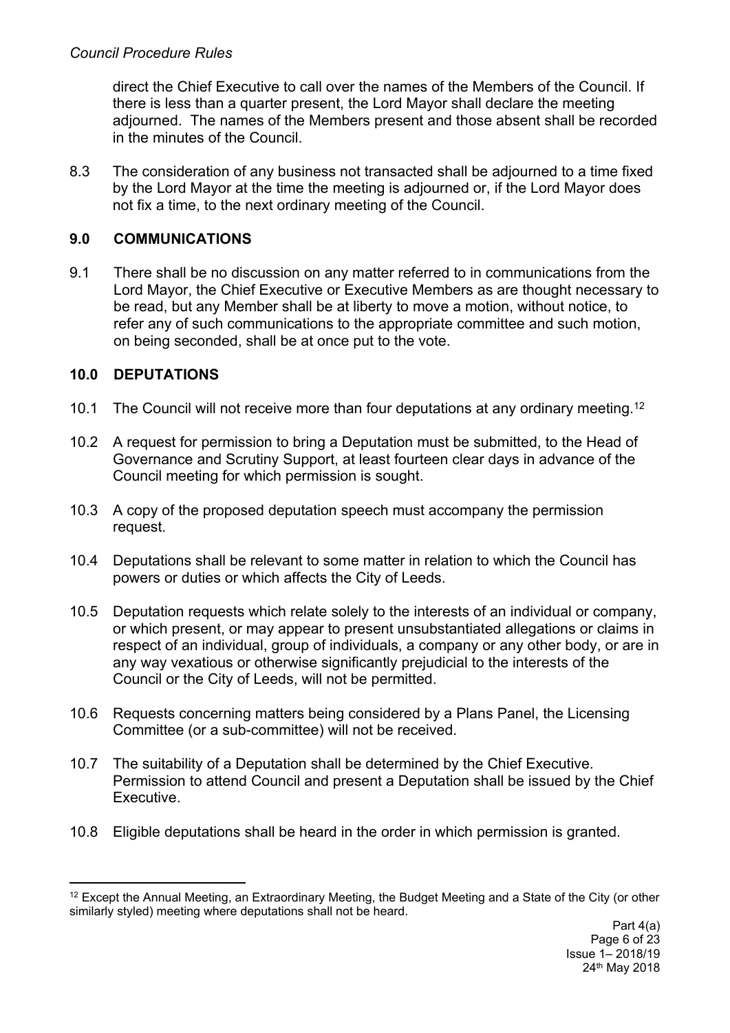direct the Chief Executive to call over the names of the Members of the Council. If there is less than a quarter present, the Lord Mayor shall declare the meeting adjourned. The names of the Members present and those absent shall be recorded in the minutes of the Council.

8.3 The consideration of any business not transacted shall be adjourned to a time fixed by the Lord Mayor at the time the meeting is adjourned or, if the Lord Mayor does not fix a time, to the next ordinary meeting of the Council.

## 9.0 COMMUNICATIONS

9.1 There shall be no discussion on any matter referred to in communications from the Lord Mayor, the Chief Executive or Executive Members as are thought necessary to be read, but any Member shall be at liberty to move a motion, without notice, to refer any of such communications to the appropriate committee and such motion, on being seconded, shall be at once put to the vote.

## 10.0 DEPUTATIONS

10.1 The Council will not receive more than four deputations at any ordinary meeting.[12]

10.2 A request for permission to bring a Deputation must be submitted, to the Head of Governance and Scrutiny Support, at least fourteen clear days in advance of the Council meeting for which permission is sought.

10.3 A copy of the proposed deputation speech must accompany the permission request.

10.4 Deputations shall be relevant to some matter in relation to which the Council has powers or duties or which affects the City of Leeds.

10.5 Deputation requests which relate solely to the interests of an individual or company, or which present, or may appear to present unsubstantiated allegations or claims in respect of an individual, group of individuals, a company or any other body, or are in any way vexatious or otherwise significantly prejudicial to the interests of the Council or the City of Leeds, will not be permitted.

10.6 Requests concerning matters being considered by a Plans Panel, the Licensing Committee (or a sub-committee) will not be received.

10.7 The suitability of a Deputation shall be determined by the Chief Executive. Permission to attend Council and present a Deputation shall be issued by the Chief Executive.

10.8 Eligible deputations shall be heard in the order in which permission is granted.

[12] Except the Annual Meeting, an Extraordinary Meeting, the Budget Meeting and a State of the City (or other similarly styled) meeting where deputations shall not be heard.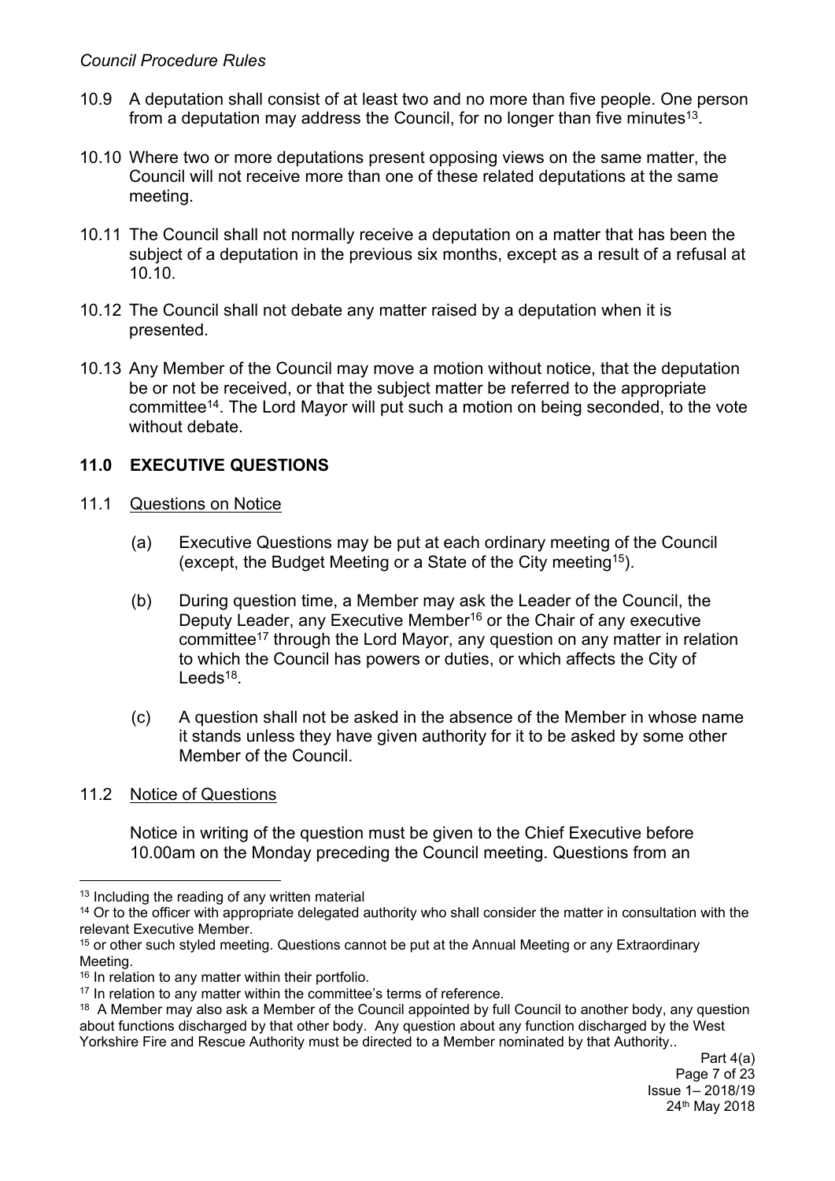10.9 A deputation shall consist of at least two and no more than five people. One person from a deputation may address the Council, for no longer than five minutes[13].

10.10 Where two or more deputations present opposing views on the same matter, the Council will not receive more than one of these related deputations at the same meeting.

10.11 The Council shall not normally receive a deputation on a matter that has been the subject of a deputation in the previous six months, except as a result of a refusal at 10.10.

10.12 The Council shall not debate any matter raised by a deputation when it is presented.

10.13 Any Member of the Council may move a motion without notice, that the deputation be or not be received, or that the subject matter be referred to the appropriate committee[14]. The Lord Mayor will put such a motion on being seconded, to the vote without debate.

## 11.0 EXECUTIVE QUESTIONS

11.1 Questions on Notice

(a) Executive Questions may be put at each ordinary meeting of the Council (except, the Budget Meeting or a State of the City meeting[15]).

(b) During question time, a Member may ask the Leader of the Council, the Deputy Leader, any Executive Member[16] or the Chair of any executive committee[17] through the Lord Mayor, any question on any matter in relation to which the Council has powers or duties, or which affects the City of Leeds[18].

(c) A question shall not be asked in the absence of the Member in whose name it stands unless they have given authority for it to be asked by some other Member of the Council.

11.2 Notice of Questions

Notice in writing of the question must be given to the Chief Executive before 10.00am on the Monday preceding the Council meeting. Questions from an

---

[13] Including the reading of any written material

[14] Or to the officer with appropriate delegated authority who shall consider the matter in consultation with the relevant Executive Member.

[15] or other such styled meeting. Questions cannot be put at the Annual Meeting or any Extraordinary Meeting.

[16] In relation to any matter within their portfolio.

[17] In relation to any matter within the committee's terms of reference.

[18] A Member may also ask a Member of the Council appointed by full Council to another body, any question about functions discharged by that other body. Any question about any function discharged by the West Yorkshire Fire and Rescue Authority must be directed to a Member nominated by that Authority..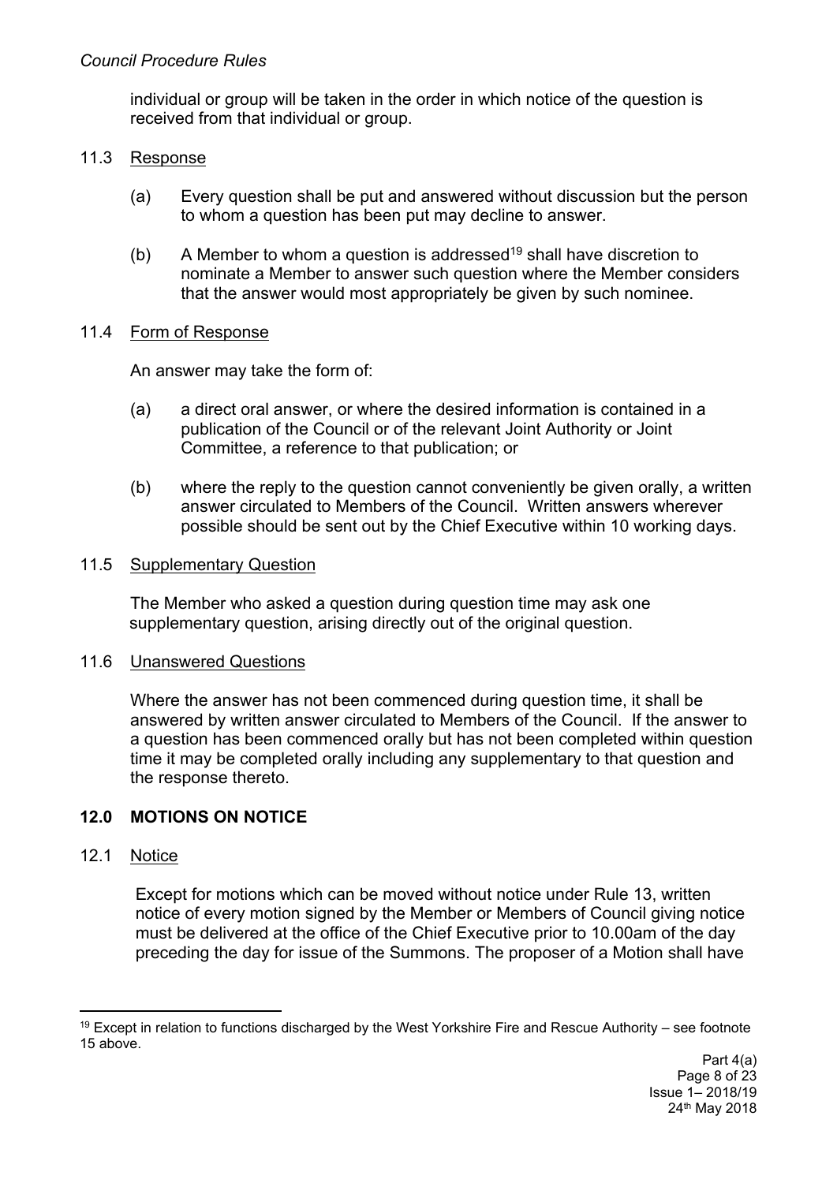individual or group will be taken in the order in which notice of the question is received from that individual or group.

11.3 Response

(a) Every question shall be put and answered without discussion but the person to whom a question has been put may decline to answer.

(b) A Member to whom a question is addressed[19] shall have discretion to nominate a Member to answer such question where the Member considers that the answer would most appropriately be given by such nominee.

11.4 Form of Response

An answer may take the form of:

(a) a direct oral answer, or where the desired information is contained in a publication of the Council or of the relevant Joint Authority or Joint Committee, a reference to that publication; or

(b) where the reply to the question cannot conveniently be given orally, a written answer circulated to Members of the Council. Written answers wherever possible should be sent out by the Chief Executive within 10 working days.

11.5 Supplementary Question

The Member who asked a question during question time may ask one supplementary question, arising directly out of the original question.

11.6 Unanswered Questions

Where the answer has not been commenced during question time, it shall be answered by written answer circulated to Members of the Council. If the answer to a question has been commenced orally but has not been completed within question time it may be completed orally including any supplementary to that question and the response thereto.

## 12.0 MOTIONS ON NOTICE

12.1 Notice

Except for motions which can be moved without notice under Rule 13, written notice of every motion signed by the Member or Members of Council giving notice must be delivered at the office of the Chief Executive prior to 10.00am of the day preceding the day for issue of the Summons. The proposer of a Motion shall have

[19] Except in relation to functions discharged by the West Yorkshire Fire and Rescue Authority – see footnote 15 above.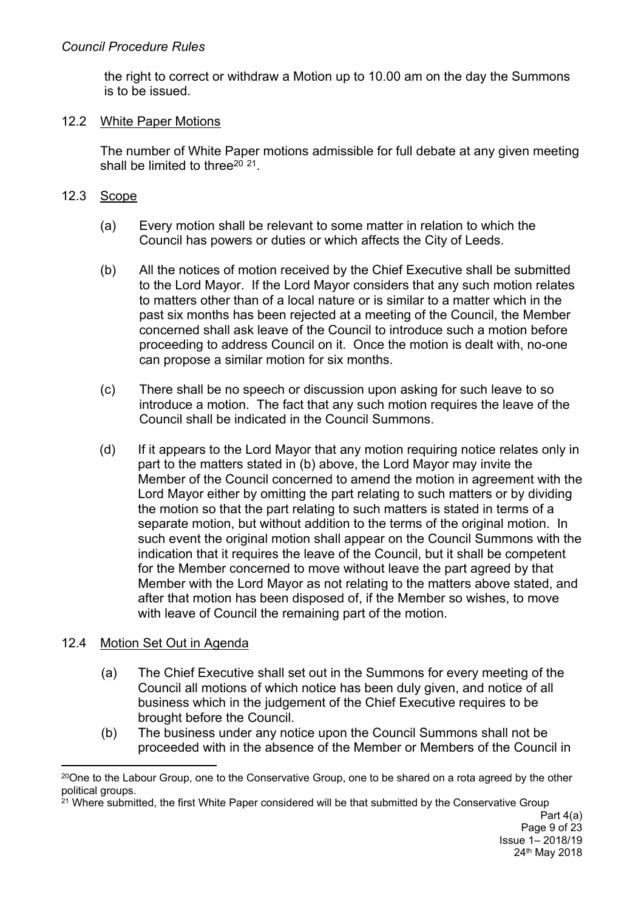the right to correct or withdraw a Motion up to 10.00 am on the day the Summons is to be issued.

### 12.2 White Paper Motions

The number of White Paper motions admissible for full debate at any given meeting shall be limited to three[20] [21].

### 12.3 Scope

(a) Every motion shall be relevant to some matter in relation to which the Council has powers or duties or which affects the City of Leeds.

(b) All the notices of motion received by the Chief Executive shall be submitted to the Lord Mayor. If the Lord Mayor considers that any such motion relates to matters other than of a local nature or is similar to a matter which in the past six months has been rejected at a meeting of the Council, the Member concerned shall ask leave of the Council to introduce such a motion before proceeding to address Council on it. Once the motion is dealt with, no-one can propose a similar motion for six months.

(c) There shall be no speech or discussion upon asking for such leave to so introduce a motion. The fact that any such motion requires the leave of the Council shall be indicated in the Council Summons.

(d) If it appears to the Lord Mayor that any motion requiring notice relates only in part to the matters stated in (b) above, the Lord Mayor may invite the Member of the Council concerned to amend the motion in agreement with the Lord Mayor either by omitting the part relating to such matters or by dividing the motion so that the part relating to such matters is stated in terms of a separate motion, but without addition to the terms of the original motion. In such event the original motion shall appear on the Council Summons with the indication that it requires the leave of the Council, but it shall be competent for the Member concerned to move without leave the part agreed by that Member with the Lord Mayor as not relating to the matters above stated, and after that motion has been disposed of, if the Member so wishes, to move with leave of Council the remaining part of the motion.

### 12.4 Motion Set Out in Agenda

(a) The Chief Executive shall set out in the Summons for every meeting of the Council all motions of which notice has been duly given, and notice of all business which in the judgement of the Chief Executive requires to be brought before the Council.

(b) The business under any notice upon the Council Summons shall not be proceeded with in the absence of the Member or Members of the Council in

---

[20] One to the Labour Group, one to the Conservative Group, one to be shared on a rota agreed by the other political groups.

[21] Where submitted, the first White Paper considered will be that submitted by the Conservative Group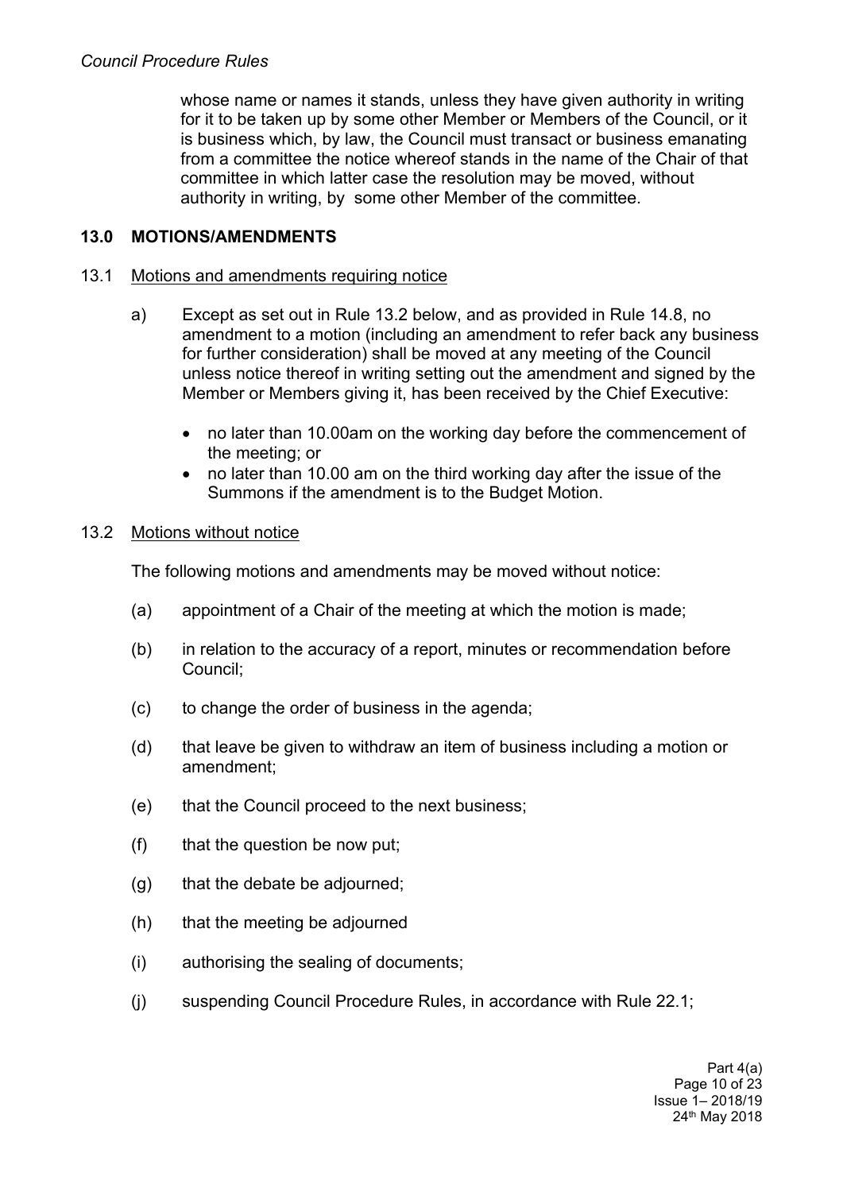whose name or names it stands, unless they have given authority in writing for it to be taken up by some other Member or Members of the Council, or it is business which, by law, the Council must transact or business emanating from a committee the notice whereof stands in the name of the Chair of that committee in which latter case the resolution may be moved, without authority in writing, by some other Member of the committee.

## 13.0 MOTIONS/AMENDMENTS

### 13.1 Motions and amendments requiring notice

a) Except as set out in Rule 13.2 below, and as provided in Rule 14.8, no amendment to a motion (including an amendment to refer back any business for further consideration) shall be moved at any meeting of the Council unless notice thereof in writing setting out the amendment and signed by the Member or Members giving it, has been received by the Chief Executive:

- no later than 10.00am on the working day before the commencement of the meeting; or
- no later than 10.00 am on the third working day after the issue of the Summons if the amendment is to the Budget Motion.

### 13.2 Motions without notice

The following motions and amendments may be moved without notice:

(a) appointment of a Chair of the meeting at which the motion is made;

(b) in relation to the accuracy of a report, minutes or recommendation before Council;

(c) to change the order of business in the agenda;

(d) that leave be given to withdraw an item of business including a motion or amendment;

(e) that the Council proceed to the next business;

(f) that the question be now put;

(g) that the debate be adjourned;

(h) that the meeting be adjourned

(i) authorising the sealing of documents;

(j) suspending Council Procedure Rules, in accordance with Rule 22.1;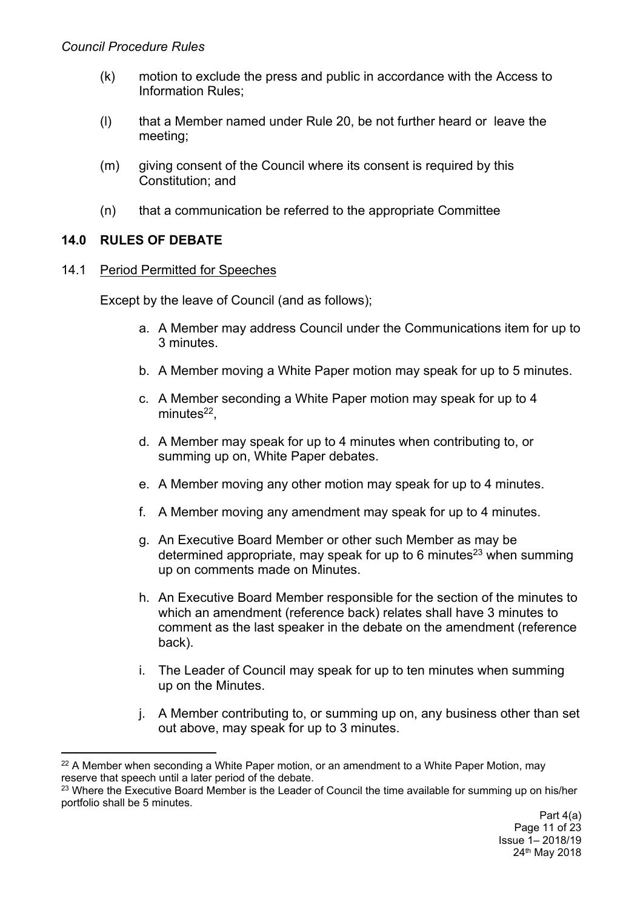(k) motion to exclude the press and public in accordance with the Access to Information Rules;

(l) that a Member named under Rule 20, be not further heard or leave the meeting;

(m) giving consent of the Council where its consent is required by this Constitution; and

(n) that a communication be referred to the appropriate Committee

## 14.0 RULES OF DEBATE

14.1 Period Permitted for Speeches

Except by the leave of Council (and as follows);

a. A Member may address Council under the Communications item for up to 3 minutes.

b. A Member moving a White Paper motion may speak for up to 5 minutes.

c. A Member seconding a White Paper motion may speak for up to 4 minutes[22],

d. A Member may speak for up to 4 minutes when contributing to, or summing up on, White Paper debates.

e. A Member moving any other motion may speak for up to 4 minutes.

f. A Member moving any amendment may speak for up to 4 minutes.

g. An Executive Board Member or other such Member as may be determined appropriate, may speak for up to 6 minutes[23] when summing up on comments made on Minutes.

h. An Executive Board Member responsible for the section of the minutes to which an amendment (reference back) relates shall have 3 minutes to comment as the last speaker in the debate on the amendment (reference back).

i. The Leader of Council may speak for up to ten minutes when summing up on the Minutes.

j. A Member contributing to, or summing up on, any business other than set out above, may speak for up to 3 minutes.

---

[22] A Member when seconding a White Paper motion, or an amendment to a White Paper Motion, may reserve that speech until a later period of the debate.

[23] Where the Executive Board Member is the Leader of Council the time available for summing up on his/her portfolio shall be 5 minutes.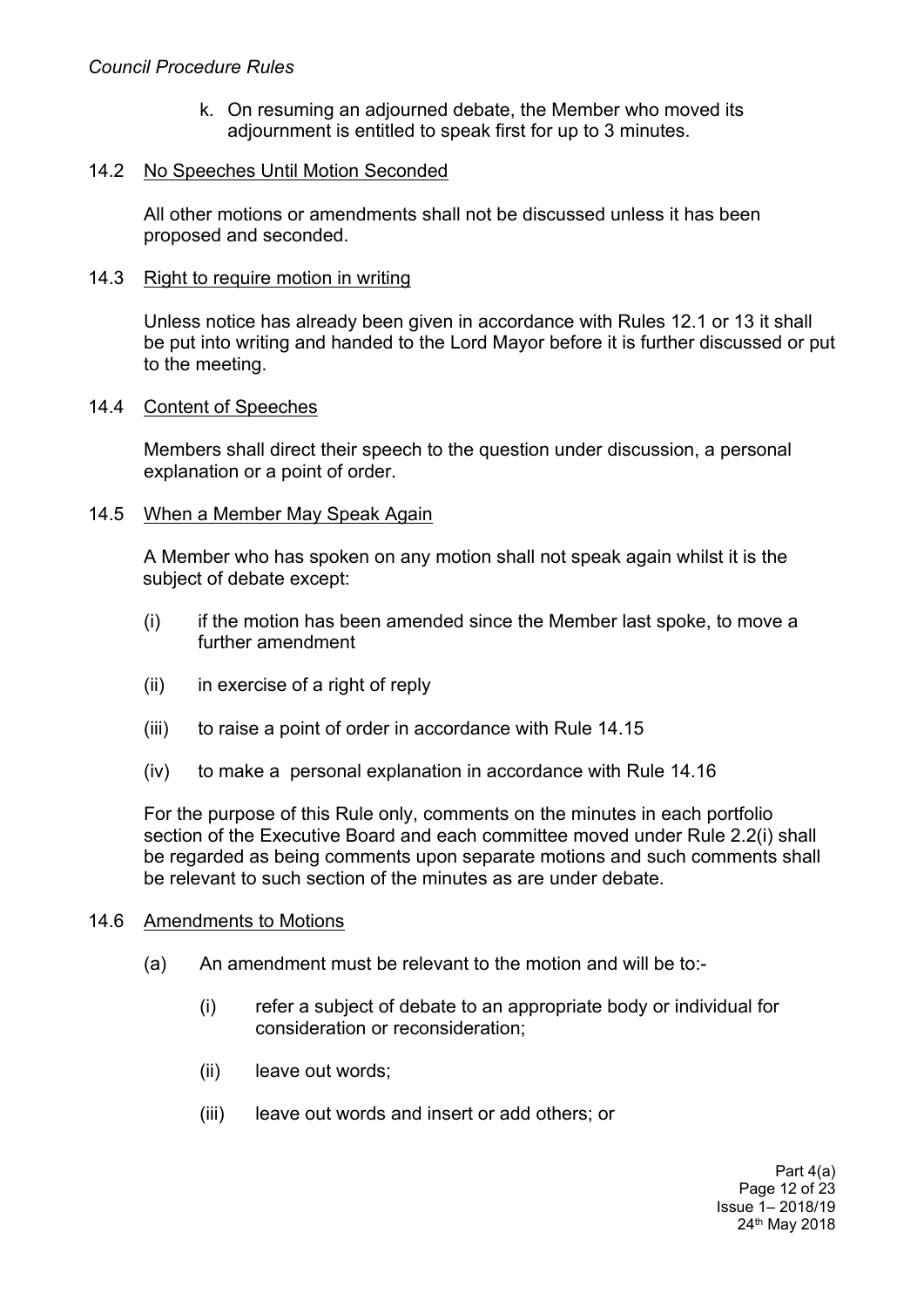k. On resuming an adjourned debate, the Member who moved its adjournment is entitled to speak first for up to 3 minutes.

### 14.2 No Speeches Until Motion Seconded

All other motions or amendments shall not be discussed unless it has been proposed and seconded.

### 14.3 Right to require motion in writing

Unless notice has already been given in accordance with Rules 12.1 or 13 it shall be put into writing and handed to the Lord Mayor before it is further discussed or put to the meeting.

### 14.4 Content of Speeches

Members shall direct their speech to the question under discussion, a personal explanation or a point of order.

### 14.5 When a Member May Speak Again

A Member who has spoken on any motion shall not speak again whilst it is the subject of debate except:

(i) if the motion has been amended since the Member last spoke, to move a further amendment

(ii) in exercise of a right of reply

(iii) to raise a point of order in accordance with Rule 14.15

(iv) to make a personal explanation in accordance with Rule 14.16

For the purpose of this Rule only, comments on the minutes in each portfolio section of the Executive Board and each committee moved under Rule 2.2(i) shall be regarded as being comments upon separate motions and such comments shall be relevant to such section of the minutes as are under debate.

### 14.6 Amendments to Motions

(a) An amendment must be relevant to the motion and will be to:-

(i) refer a subject of debate to an appropriate body or individual for consideration or reconsideration;

(ii) leave out words;

(iii) leave out words and insert or add others; or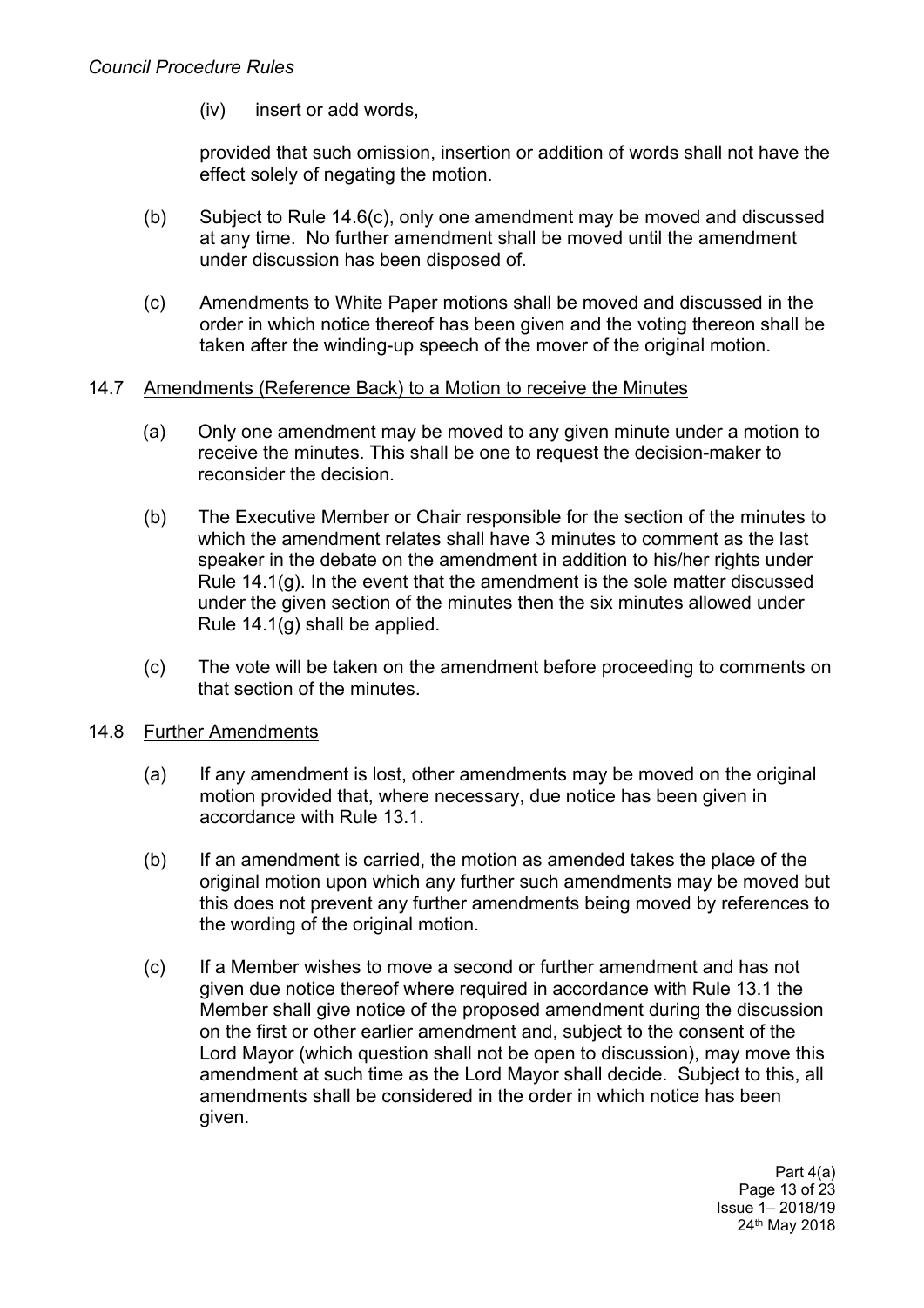(iv) insert or add words,

provided that such omission, insertion or addition of words shall not have the effect solely of negating the motion.

(b) Subject to Rule 14.6(c), only one amendment may be moved and discussed at any time. No further amendment shall be moved until the amendment under discussion has been disposed of.

(c) Amendments to White Paper motions shall be moved and discussed in the order in which notice thereof has been given and the voting thereon shall be taken after the winding-up speech of the mover of the original motion.

### 14.7 Amendments (Reference Back) to a Motion to receive the Minutes

(a) Only one amendment may be moved to any given minute under a motion to receive the minutes. This shall be one to request the decision-maker to reconsider the decision.

(b) The Executive Member or Chair responsible for the section of the minutes to which the amendment relates shall have 3 minutes to comment as the last speaker in the debate on the amendment in addition to his/her rights under Rule 14.1(g). In the event that the amendment is the sole matter discussed under the given section of the minutes then the six minutes allowed under Rule 14.1(g) shall be applied.

(c) The vote will be taken on the amendment before proceeding to comments on that section of the minutes.

### 14.8 Further Amendments

(a) If any amendment is lost, other amendments may be moved on the original motion provided that, where necessary, due notice has been given in accordance with Rule 13.1.

(b) If an amendment is carried, the motion as amended takes the place of the original motion upon which any further such amendments may be moved but this does not prevent any further amendments being moved by references to the wording of the original motion.

(c) If a Member wishes to move a second or further amendment and has not given due notice thereof where required in accordance with Rule 13.1 the Member shall give notice of the proposed amendment during the discussion on the first or other earlier amendment and, subject to the consent of the Lord Mayor (which question shall not be open to discussion), may move this amendment at such time as the Lord Mayor shall decide. Subject to this, all amendments shall be considered in the order in which notice has been given.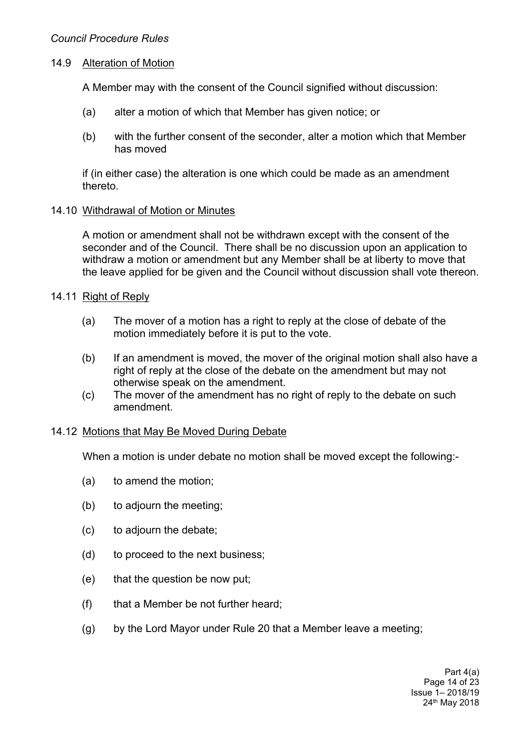### 14.9 Alteration of Motion

A Member may with the consent of the Council signified without discussion:

(a) alter a motion of which that Member has given notice; or

(b) with the further consent of the seconder, alter a motion which that Member has moved

if (in either case) the alteration is one which could be made as an amendment thereto.

### 14.10 Withdrawal of Motion or Minutes

A motion or amendment shall not be withdrawn except with the consent of the seconder and of the Council. There shall be no discussion upon an application to withdraw a motion or amendment but any Member shall be at liberty to move that the leave applied for be given and the Council without discussion shall vote thereon.

### 14.11 Right of Reply

(a) The mover of a motion has a right to reply at the close of debate of the motion immediately before it is put to the vote.

(b) If an amendment is moved, the mover of the original motion shall also have a right of reply at the close of the debate on the amendment but may not otherwise speak on the amendment.

(c) The mover of the amendment has no right of reply to the debate on such amendment.

### 14.12 Motions that May Be Moved During Debate

When a motion is under debate no motion shall be moved except the following:-

(a) to amend the motion;

(b) to adjourn the meeting;

(c) to adjourn the debate;

(d) to proceed to the next business;

(e) that the question be now put;

(f) that a Member be not further heard;

(g) by the Lord Mayor under Rule 20 that a Member leave a meeting;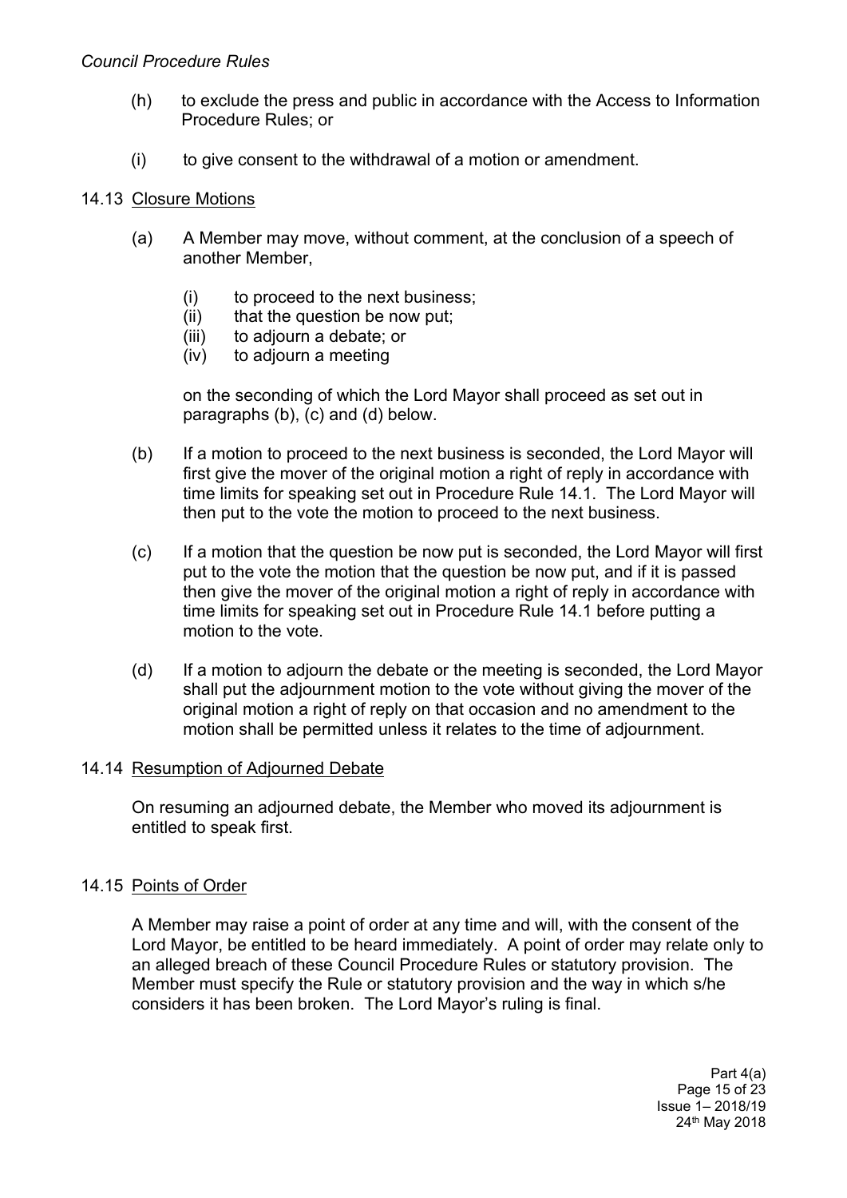(h) to exclude the press and public in accordance with the Access to Information Procedure Rules; or

(i) to give consent to the withdrawal of a motion or amendment.

### 14.13 Closure Motions

(a) A Member may move, without comment, at the conclusion of a speech of another Member,

  (i) to proceed to the next business;
  (ii) that the question be now put;
  (iii) to adjourn a debate; or
  (iv) to adjourn a meeting

  on the seconding of which the Lord Mayor shall proceed as set out in paragraphs (b), (c) and (d) below.

(b) If a motion to proceed to the next business is seconded, the Lord Mayor will first give the mover of the original motion a right of reply in accordance with time limits for speaking set out in Procedure Rule 14.1. The Lord Mayor will then put to the vote the motion to proceed to the next business.

(c) If a motion that the question be now put is seconded, the Lord Mayor will first put to the vote the motion that the question be now put, and if it is passed then give the mover of the original motion a right of reply in accordance with time limits for speaking set out in Procedure Rule 14.1 before putting a motion to the vote.

(d) If a motion to adjourn the debate or the meeting is seconded, the Lord Mayor shall put the adjournment motion to the vote without giving the mover of the original motion a right of reply on that occasion and no amendment to the motion shall be permitted unless it relates to the time of adjournment.

### 14.14 Resumption of Adjourned Debate

On resuming an adjourned debate, the Member who moved its adjournment is entitled to speak first.

### 14.15 Points of Order

A Member may raise a point of order at any time and will, with the consent of the Lord Mayor, be entitled to be heard immediately. A point of order may relate only to an alleged breach of these Council Procedure Rules or statutory provision. The Member must specify the Rule or statutory provision and the way in which s/he considers it has been broken. The Lord Mayor's ruling is final.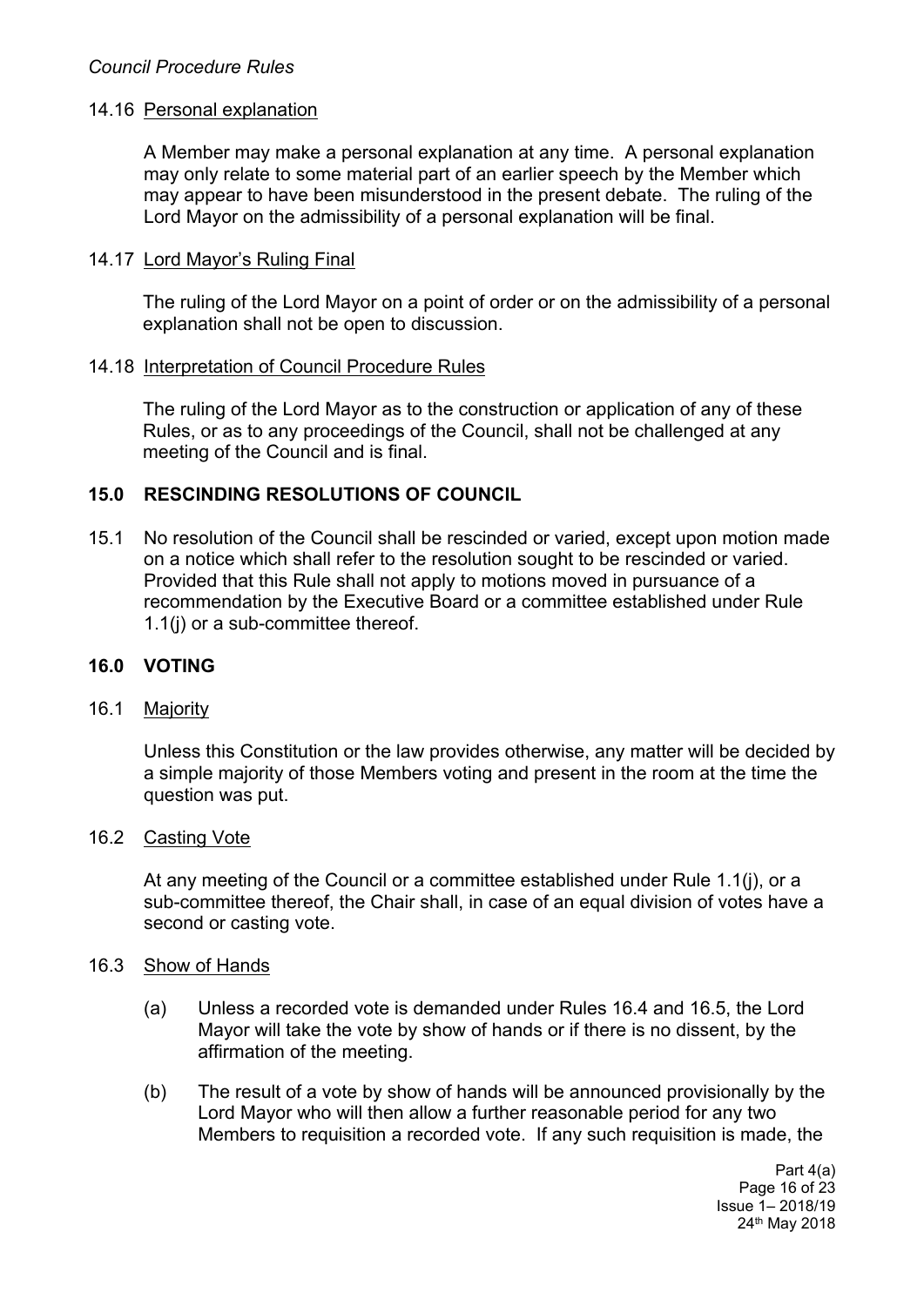### 14.16 Personal explanation

A Member may make a personal explanation at any time. A personal explanation may only relate to some material part of an earlier speech by the Member which may appear to have been misunderstood in the present debate. The ruling of the Lord Mayor on the admissibility of a personal explanation will be final.

### 14.17 Lord Mayor's Ruling Final

The ruling of the Lord Mayor on a point of order or on the admissibility of a personal explanation shall not be open to discussion.

### 14.18 Interpretation of Council Procedure Rules

The ruling of the Lord Mayor as to the construction or application of any of these Rules, or as to any proceedings of the Council, shall not be challenged at any meeting of the Council and is final.

## 15.0 RESCINDING RESOLUTIONS OF COUNCIL

15.1 No resolution of the Council shall be rescinded or varied, except upon motion made on a notice which shall refer to the resolution sought to be rescinded or varied. Provided that this Rule shall not apply to motions moved in pursuance of a recommendation by the Executive Board or a committee established under Rule 1.1(j) or a sub-committee thereof.

## 16.0 VOTING

### 16.1 Majority

Unless this Constitution or the law provides otherwise, any matter will be decided by a simple majority of those Members voting and present in the room at the time the question was put.

### 16.2 Casting Vote

At any meeting of the Council or a committee established under Rule 1.1(j), or a sub-committee thereof, the Chair shall, in case of an equal division of votes have a second or casting vote.

### 16.3 Show of Hands

(a) Unless a recorded vote is demanded under Rules 16.4 and 16.5, the Lord Mayor will take the vote by show of hands or if there is no dissent, by the affirmation of the meeting.

(b) The result of a vote by show of hands will be announced provisionally by the Lord Mayor who will then allow a further reasonable period for any two Members to requisition a recorded vote. If any such requisition is made, the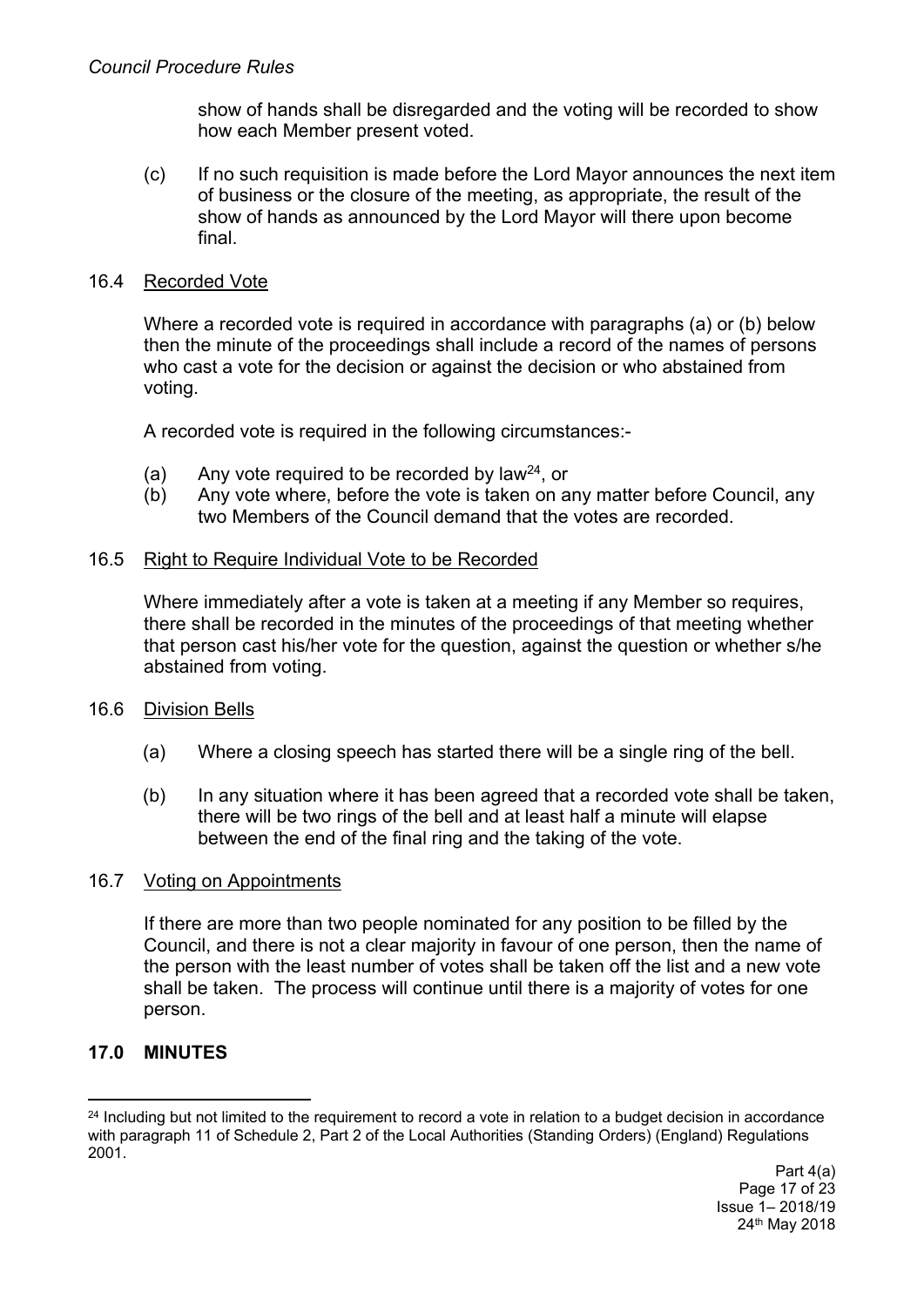show of hands shall be disregarded and the voting will be recorded to show how each Member present voted.

(c) If no such requisition is made before the Lord Mayor announces the next item of business or the closure of the meeting, as appropriate, the result of the show of hands as announced by the Lord Mayor will there upon become final.

16.4 Recorded Vote

Where a recorded vote is required in accordance with paragraphs (a) or (b) below then the minute of the proceedings shall include a record of the names of persons who cast a vote for the decision or against the decision or who abstained from voting.

A recorded vote is required in the following circumstances:-

(a) Any vote required to be recorded by law[24], or
(b) Any vote where, before the vote is taken on any matter before Council, any two Members of the Council demand that the votes are recorded.

16.5 Right to Require Individual Vote to be Recorded

Where immediately after a vote is taken at a meeting if any Member so requires, there shall be recorded in the minutes of the proceedings of that meeting whether that person cast his/her vote for the question, against the question or whether s/he abstained from voting.

16.6 Division Bells

(a) Where a closing speech has started there will be a single ring of the bell.

(b) In any situation where it has been agreed that a recorded vote shall be taken, there will be two rings of the bell and at least half a minute will elapse between the end of the final ring and the taking of the vote.

16.7 Voting on Appointments

If there are more than two people nominated for any position to be filled by the Council, and there is not a clear majority in favour of one person, then the name of the person with the least number of votes shall be taken off the list and a new vote shall be taken. The process will continue until there is a majority of votes for one person.

## 17.0 MINUTES

[24] Including but not limited to the requirement to record a vote in relation to a budget decision in accordance with paragraph 11 of Schedule 2, Part 2 of the Local Authorities (Standing Orders) (England) Regulations 2001.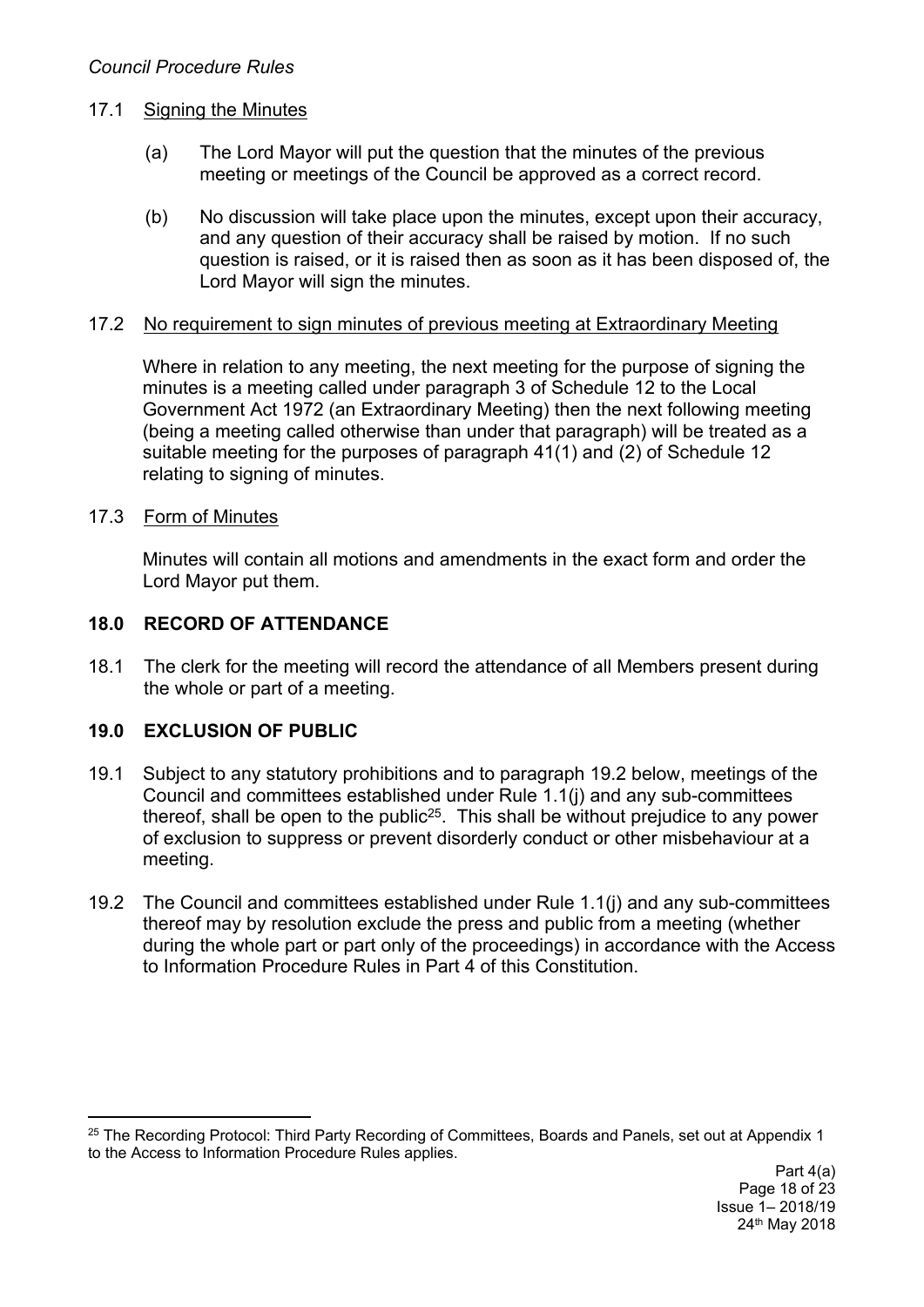### 17.1 Signing the Minutes

(a) The Lord Mayor will put the question that the minutes of the previous meeting or meetings of the Council be approved as a correct record.

(b) No discussion will take place upon the minutes, except upon their accuracy, and any question of their accuracy shall be raised by motion. If no such question is raised, or it is raised then as soon as it has been disposed of, the Lord Mayor will sign the minutes.

### 17.2 No requirement to sign minutes of previous meeting at Extraordinary Meeting

Where in relation to any meeting, the next meeting for the purpose of signing the minutes is a meeting called under paragraph 3 of Schedule 12 to the Local Government Act 1972 (an Extraordinary Meeting) then the next following meeting (being a meeting called otherwise than under that paragraph) will be treated as a suitable meeting for the purposes of paragraph 41(1) and (2) of Schedule 12 relating to signing of minutes.

### 17.3 Form of Minutes

Minutes will contain all motions and amendments in the exact form and order the Lord Mayor put them.

## 18.0 RECORD OF ATTENDANCE

18.1 The clerk for the meeting will record the attendance of all Members present during the whole or part of a meeting.

## 19.0 EXCLUSION OF PUBLIC

19.1 Subject to any statutory prohibitions and to paragraph 19.2 below, meetings of the Council and committees established under Rule 1.1(j) and any sub-committees thereof, shall be open to the public[25]. This shall be without prejudice to any power of exclusion to suppress or prevent disorderly conduct or other misbehaviour at a meeting.

19.2 The Council and committees established under Rule 1.1(j) and any sub-committees thereof may by resolution exclude the press and public from a meeting (whether during the whole part or part only of the proceedings) in accordance with the Access to Information Procedure Rules in Part 4 of this Constitution.

---

[25] The Recording Protocol: Third Party Recording of Committees, Boards and Panels, set out at Appendix 1 to the Access to Information Procedure Rules applies.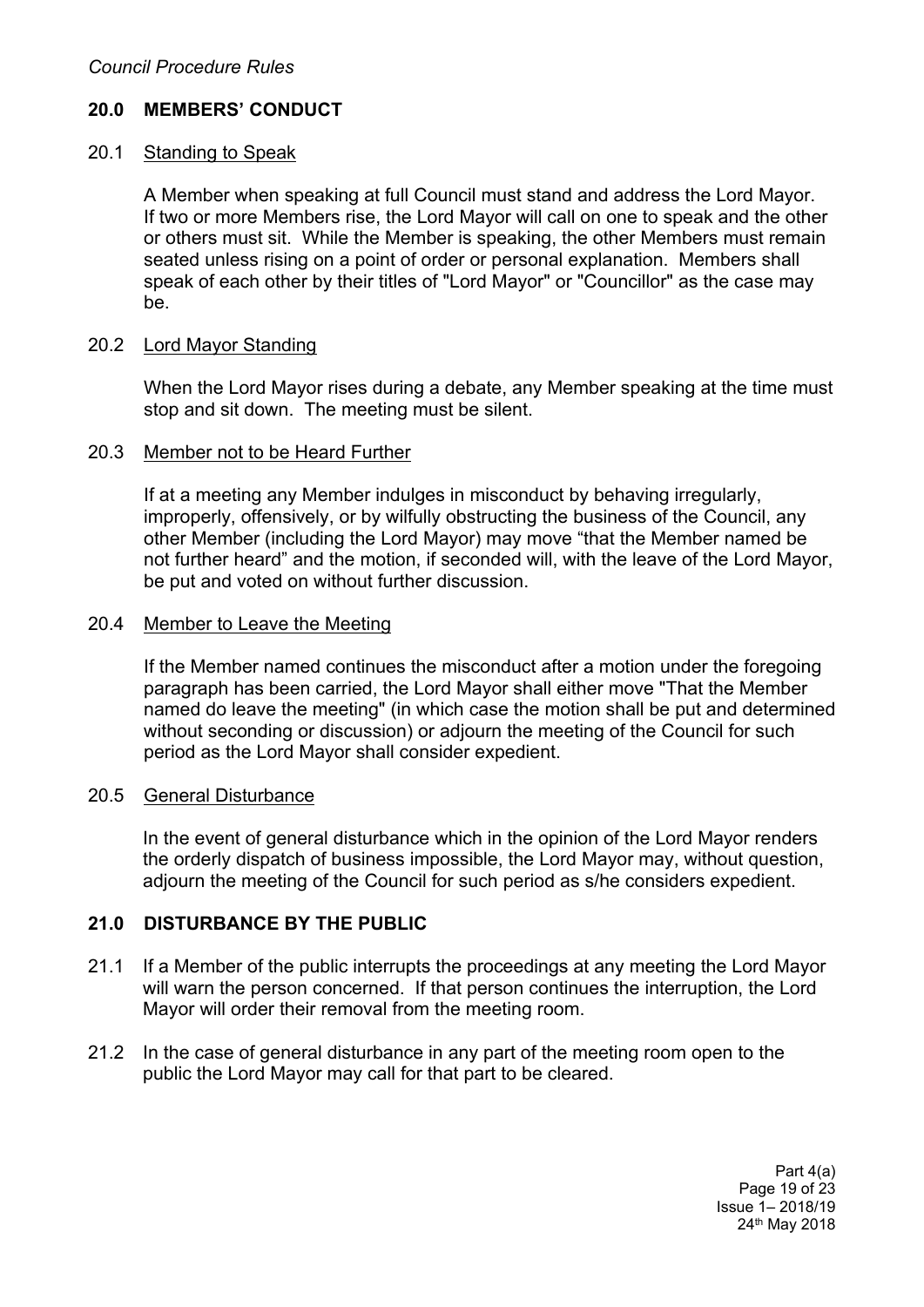## 20.0 MEMBERS' CONDUCT

### 20.1 Standing to Speak

A Member when speaking at full Council must stand and address the Lord Mayor. If two or more Members rise, the Lord Mayor will call on one to speak and the other or others must sit. While the Member is speaking, the other Members must remain seated unless rising on a point of order or personal explanation. Members shall speak of each other by their titles of "Lord Mayor" or "Councillor" as the case may be.

### 20.2 Lord Mayor Standing

When the Lord Mayor rises during a debate, any Member speaking at the time must stop and sit down. The meeting must be silent.

### 20.3 Member not to be Heard Further

If at a meeting any Member indulges in misconduct by behaving irregularly, improperly, offensively, or by wilfully obstructing the business of the Council, any other Member (including the Lord Mayor) may move "that the Member named be not further heard" and the motion, if seconded will, with the leave of the Lord Mayor, be put and voted on without further discussion.

### 20.4 Member to Leave the Meeting

If the Member named continues the misconduct after a motion under the foregoing paragraph has been carried, the Lord Mayor shall either move "That the Member named do leave the meeting" (in which case the motion shall be put and determined without seconding or discussion) or adjourn the meeting of the Council for such period as the Lord Mayor shall consider expedient.

### 20.5 General Disturbance

In the event of general disturbance which in the opinion of the Lord Mayor renders the orderly dispatch of business impossible, the Lord Mayor may, without question, adjourn the meeting of the Council for such period as s/he considers expedient.

## 21.0 DISTURBANCE BY THE PUBLIC

21.1 If a Member of the public interrupts the proceedings at any meeting the Lord Mayor will warn the person concerned. If that person continues the interruption, the Lord Mayor will order their removal from the meeting room.

21.2 In the case of general disturbance in any part of the meeting room open to the public the Lord Mayor may call for that part to be cleared.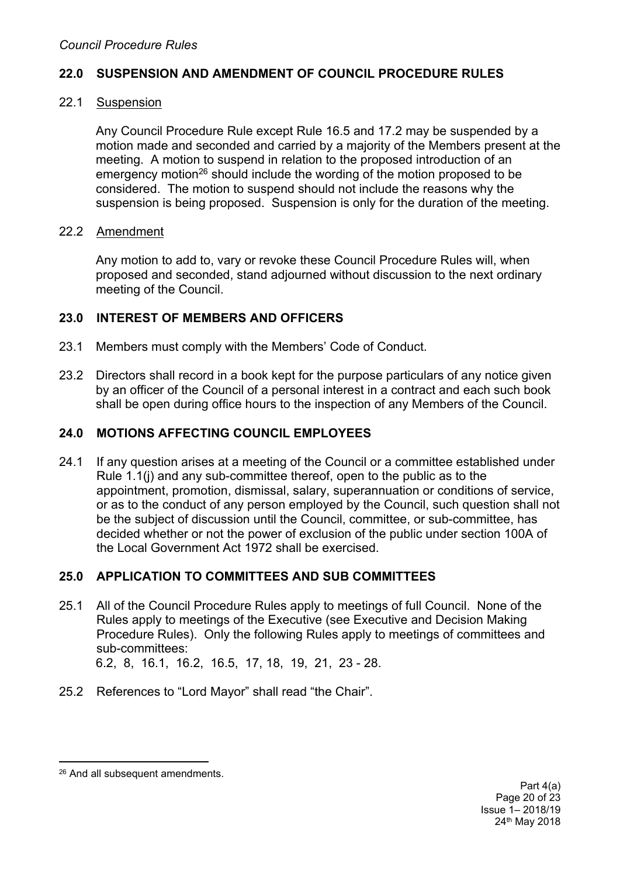## 22.0 SUSPENSION AND AMENDMENT OF COUNCIL PROCEDURE RULES

### 22.1 Suspension

Any Council Procedure Rule except Rule 16.5 and 17.2 may be suspended by a motion made and seconded and carried by a majority of the Members present at the meeting. A motion to suspend in relation to the proposed introduction of an emergency motion[26] should include the wording of the motion proposed to be considered. The motion to suspend should not include the reasons why the suspension is being proposed. Suspension is only for the duration of the meeting.

### 22.2 Amendment

Any motion to add to, vary or revoke these Council Procedure Rules will, when proposed and seconded, stand adjourned without discussion to the next ordinary meeting of the Council.

## 23.0 INTEREST OF MEMBERS AND OFFICERS

23.1 Members must comply with the Members' Code of Conduct.

23.2 Directors shall record in a book kept for the purpose particulars of any notice given by an officer of the Council of a personal interest in a contract and each such book shall be open during office hours to the inspection of any Members of the Council.

## 24.0 MOTIONS AFFECTING COUNCIL EMPLOYEES

24.1 If any question arises at a meeting of the Council or a committee established under Rule 1.1(j) and any sub-committee thereof, open to the public as to the appointment, promotion, dismissal, salary, superannuation or conditions of service, or as to the conduct of any person employed by the Council, such question shall not be the subject of discussion until the Council, committee, or sub-committee, has decided whether or not the power of exclusion of the public under section 100A of the Local Government Act 1972 shall be exercised.

## 25.0 APPLICATION TO COMMITTEES AND SUB COMMITTEES

25.1 All of the Council Procedure Rules apply to meetings of full Council. None of the Rules apply to meetings of the Executive (see Executive and Decision Making Procedure Rules). Only the following Rules apply to meetings of committees and sub-committees:
6.2, 8, 16.1, 16.2, 16.5, 17, 18, 19, 21, 23 - 28.

25.2 References to "Lord Mayor" shall read "the Chair".

---

[26] And all subsequent amendments.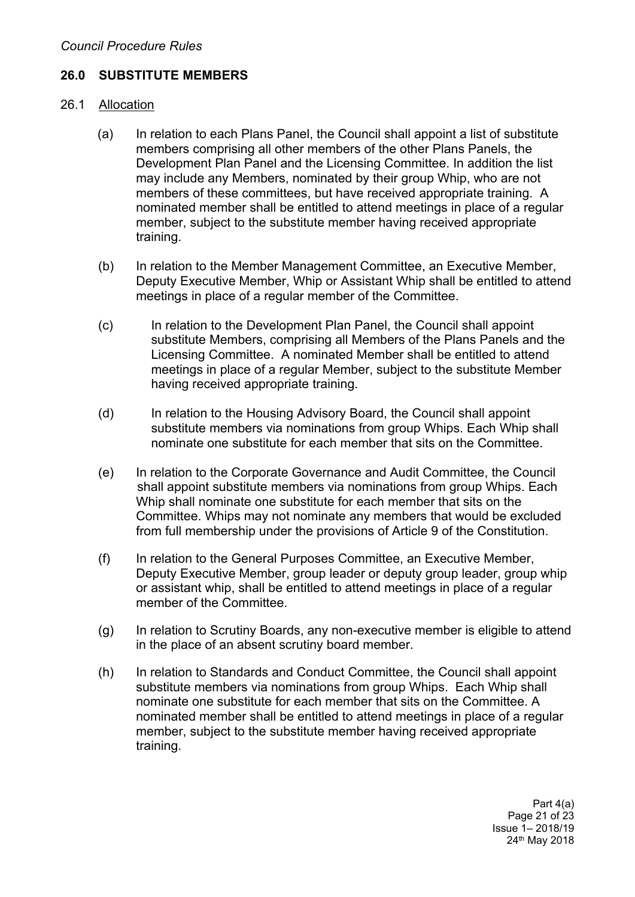## 26.0 SUBSTITUTE MEMBERS

26.1 Allocation

(a) In relation to each Plans Panel, the Council shall appoint a list of substitute members comprising all other members of the other Plans Panels, the Development Plan Panel and the Licensing Committee. In addition the list may include any Members, nominated by their group Whip, who are not members of these committees, but have received appropriate training. A nominated member shall be entitled to attend meetings in place of a regular member, subject to the substitute member having received appropriate training.

(b) In relation to the Member Management Committee, an Executive Member, Deputy Executive Member, Whip or Assistant Whip shall be entitled to attend meetings in place of a regular member of the Committee.

(c) In relation to the Development Plan Panel, the Council shall appoint substitute Members, comprising all Members of the Plans Panels and the Licensing Committee. A nominated Member shall be entitled to attend meetings in place of a regular Member, subject to the substitute Member having received appropriate training.

(d) In relation to the Housing Advisory Board, the Council shall appoint substitute members via nominations from group Whips. Each Whip shall nominate one substitute for each member that sits on the Committee.

(e) In relation to the Corporate Governance and Audit Committee, the Council shall appoint substitute members via nominations from group Whips. Each Whip shall nominate one substitute for each member that sits on the Committee. Whips may not nominate any members that would be excluded from full membership under the provisions of Article 9 of the Constitution.

(f) In relation to the General Purposes Committee, an Executive Member, Deputy Executive Member, group leader or deputy group leader, group whip or assistant whip, shall be entitled to attend meetings in place of a regular member of the Committee.

(g) In relation to Scrutiny Boards, any non-executive member is eligible to attend in the place of an absent scrutiny board member.

(h) In relation to Standards and Conduct Committee, the Council shall appoint substitute members via nominations from group Whips. Each Whip shall nominate one substitute for each member that sits on the Committee. A nominated member shall be entitled to attend meetings in place of a regular member, subject to the substitute member having received appropriate training.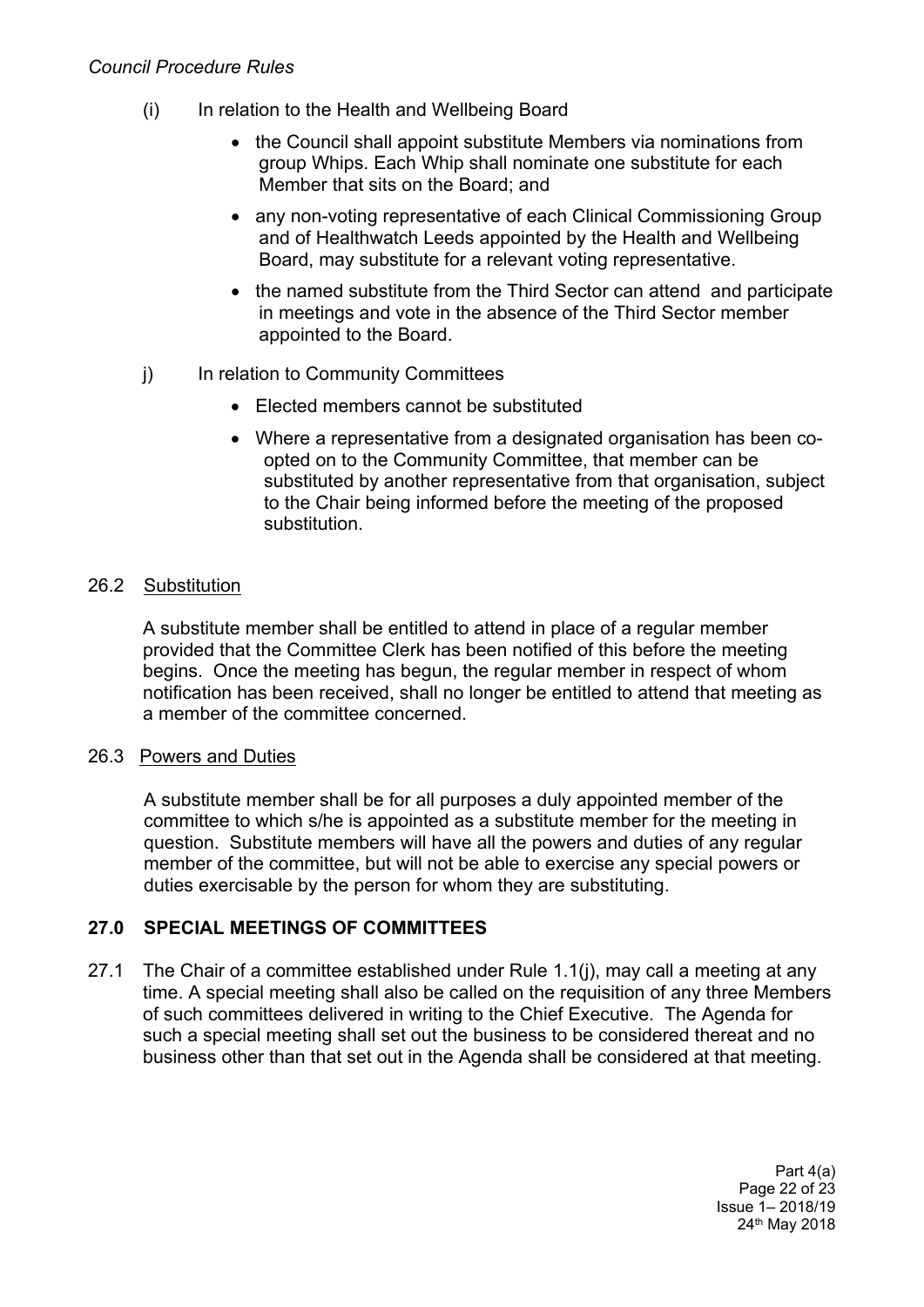(i) In relation to the Health and Wellbeing Board

- the Council shall appoint substitute Members via nominations from group Whips. Each Whip shall nominate one substitute for each Member that sits on the Board; and
- any non-voting representative of each Clinical Commissioning Group and of Healthwatch Leeds appointed by the Health and Wellbeing Board, may substitute for a relevant voting representative.
- the named substitute from the Third Sector can attend and participate in meetings and vote in the absence of the Third Sector member appointed to the Board.

j) In relation to Community Committees

- Elected members cannot be substituted
- Where a representative from a designated organisation has been co-opted on to the Community Committee, that member can be substituted by another representative from that organisation, subject to the Chair being informed before the meeting of the proposed substitution.

26.2 Substitution

A substitute member shall be entitled to attend in place of a regular member provided that the Committee Clerk has been notified of this before the meeting begins. Once the meeting has begun, the regular member in respect of whom notification has been received, shall no longer be entitled to attend that meeting as a member of the committee concerned.

26.3 Powers and Duties

A substitute member shall be for all purposes a duly appointed member of the committee to which s/he is appointed as a substitute member for the meeting in question. Substitute members will have all the powers and duties of any regular member of the committee, but will not be able to exercise any special powers or duties exercisable by the person for whom they are substituting.

## 27.0 SPECIAL MEETINGS OF COMMITTEES

27.1 The Chair of a committee established under Rule 1.1(j), may call a meeting at any time. A special meeting shall also be called on the requisition of any three Members of such committees delivered in writing to the Chief Executive. The Agenda for such a special meeting shall set out the business to be considered thereat and no business other than that set out in the Agenda shall be considered at that meeting.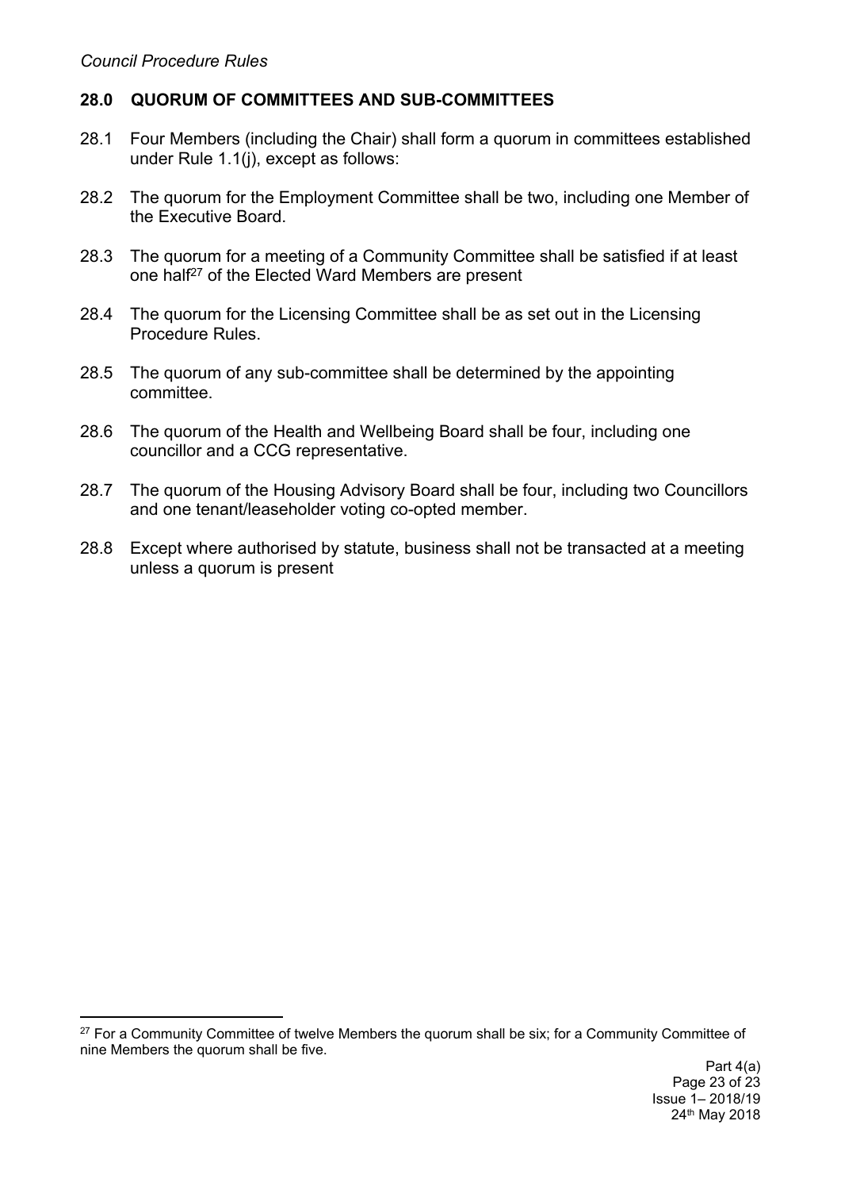## 28.0 QUORUM OF COMMITTEES AND SUB-COMMITTEES

28.1 Four Members (including the Chair) shall form a quorum in committees established under Rule 1.1(j), except as follows:

28.2 The quorum for the Employment Committee shall be two, including one Member of the Executive Board.

28.3 The quorum for a meeting of a Community Committee shall be satisfied if at least one half[27] of the Elected Ward Members are present

28.4 The quorum for the Licensing Committee shall be as set out in the Licensing Procedure Rules.

28.5 The quorum of any sub-committee shall be determined by the appointing committee.

28.6 The quorum of the Health and Wellbeing Board shall be four, including one councillor and a CCG representative.

28.7 The quorum of the Housing Advisory Board shall be four, including two Councillors and one tenant/leaseholder voting co-opted member.

28.8 Except where authorised by statute, business shall not be transacted at a meeting unless a quorum is present

---

[27] For a Community Committee of twelve Members the quorum shall be six; for a Community Committee of nine Members the quorum shall be five.